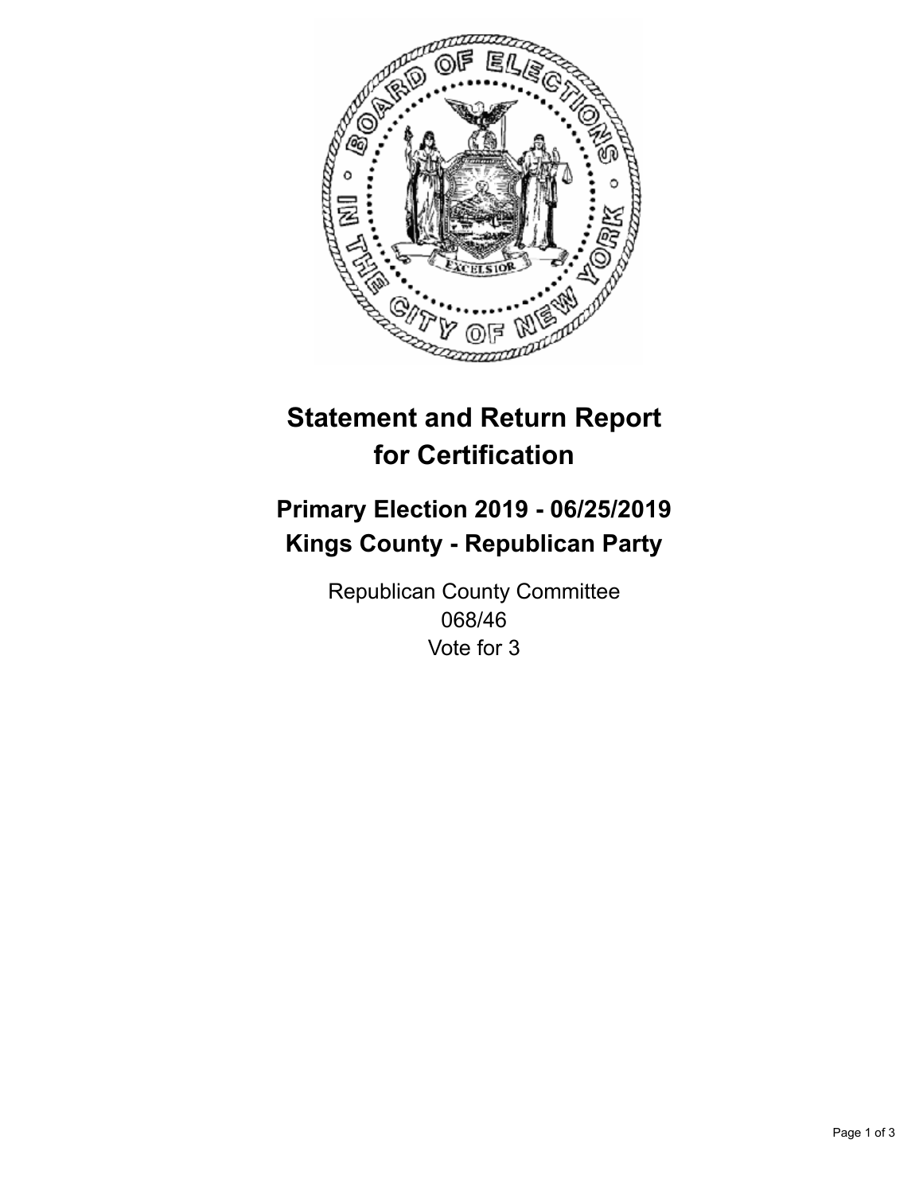# Statement and Return Report for Certification

## Primary Election 2019 - 06/25/2019
## Kings County - Republican Party

Republican County Committee
068/46
Vote for 3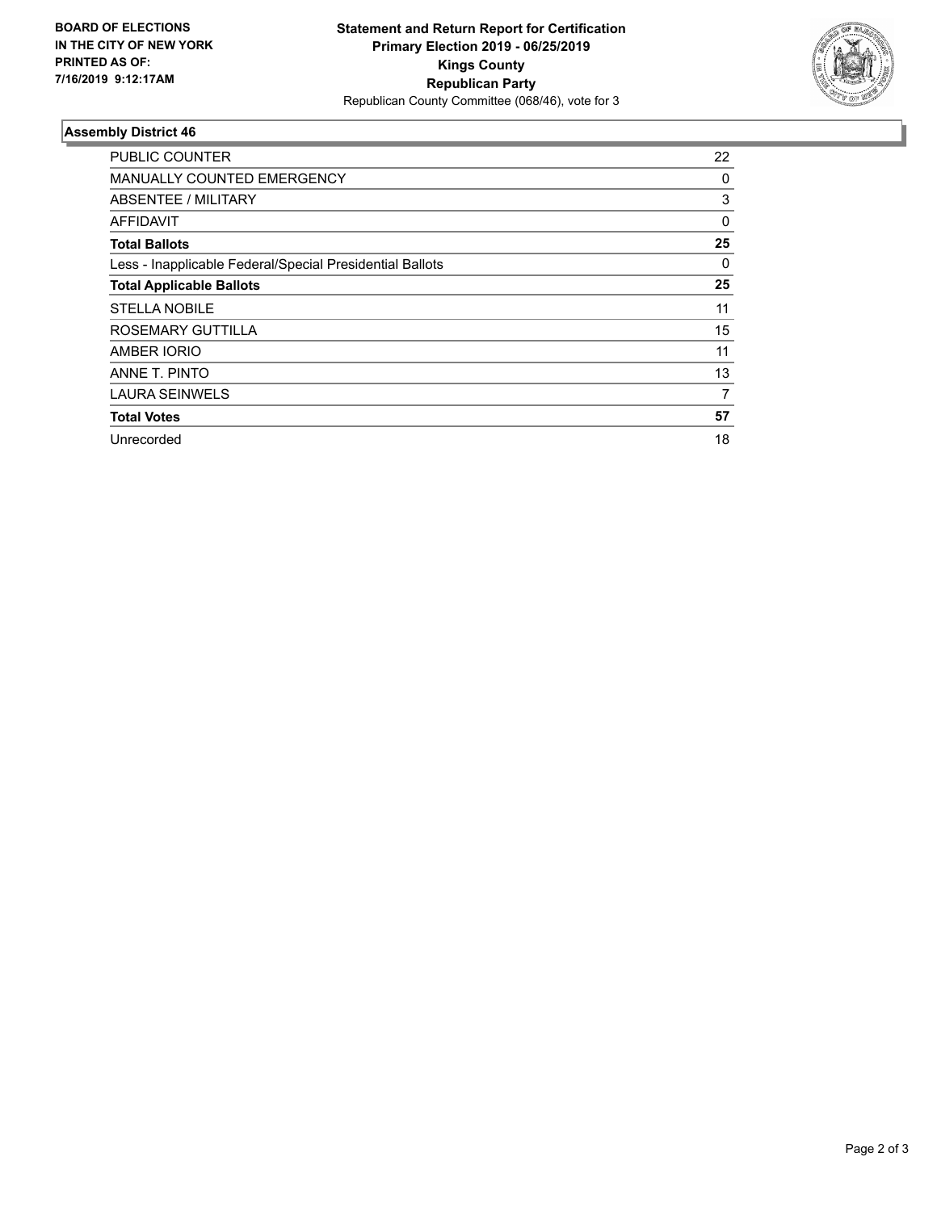**BOARD OF ELECTIONS IN THE CITY OF NEW YORK PRINTED AS OF: 7/16/2019 9:12:17AM**

**Statement and Return Report for Certification**
**Primary Election 2019 - 06/25/2019**
**Kings County**
**Republican Party**
Republican County Committee (068/46), vote for 3

## Assembly District 46

| | |
|---|---|
| PUBLIC COUNTER | 22 |
| MANUALLY COUNTED EMERGENCY | 0 |
| ABSENTEE / MILITARY | 3 |
| AFFIDAVIT | 0 |
| **Total Ballots** | **25** |
| Less - Inapplicable Federal/Special Presidential Ballots | 0 |
| **Total Applicable Ballots** | **25** |
| STELLA NOBILE | 11 |
| ROSEMARY GUTTILLA | 15 |
| AMBER IORIO | 11 |
| ANNE T. PINTO | 13 |
| LAURA SEINWELS | 7 |
| **Total Votes** | **57** |
| Unrecorded | 18 |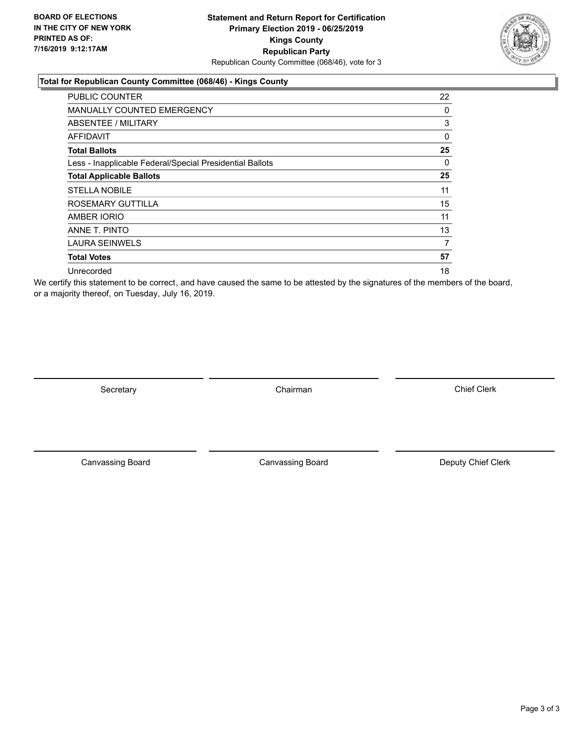**BOARD OF ELECTIONS IN THE CITY OF NEW YORK PRINTED AS OF: 7/16/2019 9:12:17AM**

**Statement and Return Report for Certification**
**Primary Election 2019 - 06/25/2019**
**Kings County**
**Republican Party**
Republican County Committee (068/46), vote for 3

### Total for Republican County Committee (068/46) - Kings County

| | |
|---|---|
| PUBLIC COUNTER | 22 |
| MANUALLY COUNTED EMERGENCY | 0 |
| ABSENTEE / MILITARY | 3 |
| AFFIDAVIT | 0 |
| **Total Ballots** | **25** |
| Less - Inapplicable Federal/Special Presidential Ballots | 0 |
| **Total Applicable Ballots** | **25** |
| STELLA NOBILE | 11 |
| ROSEMARY GUTTILLA | 15 |
| AMBER IORIO | 11 |
| ANNE T. PINTO | 13 |
| LAURA SEINWELS | 7 |
| **Total Votes** | **57** |
| Unrecorded | 18 |

We certify this statement to be correct, and have caused the same to be attested by the signatures of the members of the board, or a majority thereof, on Tuesday, July 16, 2019.

Secretary

Chairman

Chief Clerk

Canvassing Board

Canvassing Board

Deputy Chief Clerk